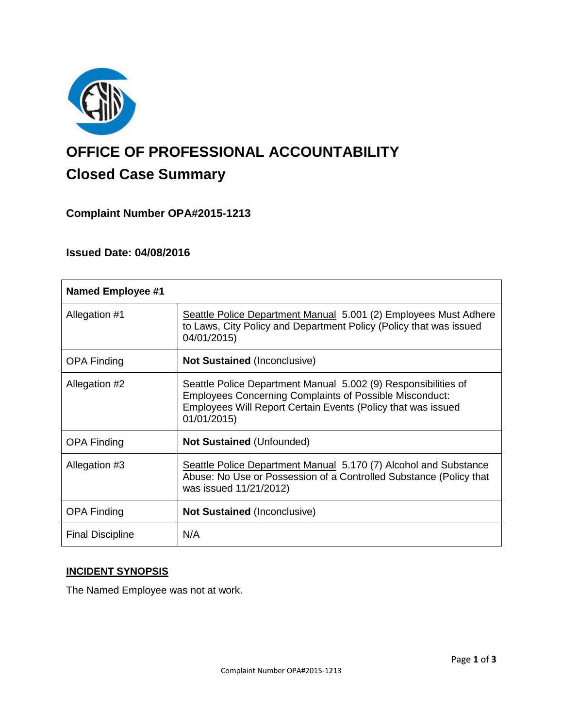# OFFICE OF PROFESSIONAL ACCOUNTABILITY

## Closed Case Summary

### Complaint Number OPA#2015-1213

### Issued Date: 04/08/2016

| Named Employee #1 | |
|---|---|
| Allegation #1 | Seattle Police Department Manual 5.001 (2) Employees Must Adhere to Laws, City Policy and Department Policy (Policy that was issued 04/01/2015) |
| OPA Finding | **Not Sustained** (Inconclusive) |
| Allegation #2 | Seattle Police Department Manual 5.002 (9) Responsibilities of Employees Concerning Complaints of Possible Misconduct: Employees Will Report Certain Events (Policy that was issued 01/01/2015) |
| OPA Finding | **Not Sustained** (Unfounded) |
| Allegation #3 | Seattle Police Department Manual 5.170 (7) Alcohol and Substance Abuse: No Use or Possession of a Controlled Substance (Policy that was issued 11/21/2012) |
| OPA Finding | **Not Sustained** (Inconclusive) |
| Final Discipline | N/A |

**INCIDENT SYNOPSIS**

The Named Employee was not at work.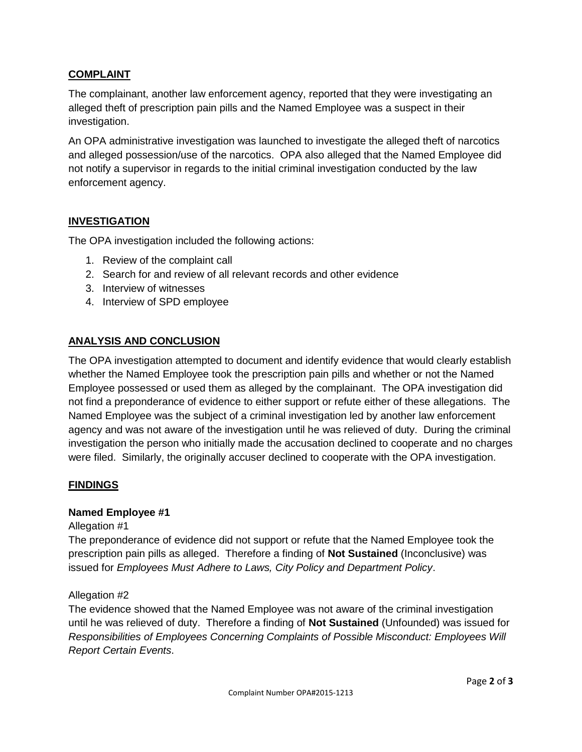## COMPLAINT

The complainant, another law enforcement agency, reported that they were investigating an alleged theft of prescription pain pills and the Named Employee was a suspect in their investigation.

An OPA administrative investigation was launched to investigate the alleged theft of narcotics and alleged possession/use of the narcotics. OPA also alleged that the Named Employee did not notify a supervisor in regards to the initial criminal investigation conducted by the law enforcement agency.

## INVESTIGATION

The OPA investigation included the following actions:

1. Review of the complaint call
2. Search for and review of all relevant records and other evidence
3. Interview of witnesses
4. Interview of SPD employee

## ANALYSIS AND CONCLUSION

The OPA investigation attempted to document and identify evidence that would clearly establish whether the Named Employee took the prescription pain pills and whether or not the Named Employee possessed or used them as alleged by the complainant. The OPA investigation did not find a preponderance of evidence to either support or refute either of these allegations. The Named Employee was the subject of a criminal investigation led by another law enforcement agency and was not aware of the investigation until he was relieved of duty. During the criminal investigation the person who initially made the accusation declined to cooperate and no charges were filed. Similarly, the originally accuser declined to cooperate with the OPA investigation.

## FINDINGS

### Named Employee #1

Allegation #1

The preponderance of evidence did not support or refute that the Named Employee took the prescription pain pills as alleged. Therefore a finding of **Not Sustained** (Inconclusive) was issued for *Employees Must Adhere to Laws, City Policy and Department Policy*.

Allegation #2

The evidence showed that the Named Employee was not aware of the criminal investigation until he was relieved of duty. Therefore a finding of **Not Sustained** (Unfounded) was issued for *Responsibilities of Employees Concerning Complaints of Possible Misconduct: Employees Will Report Certain Events*.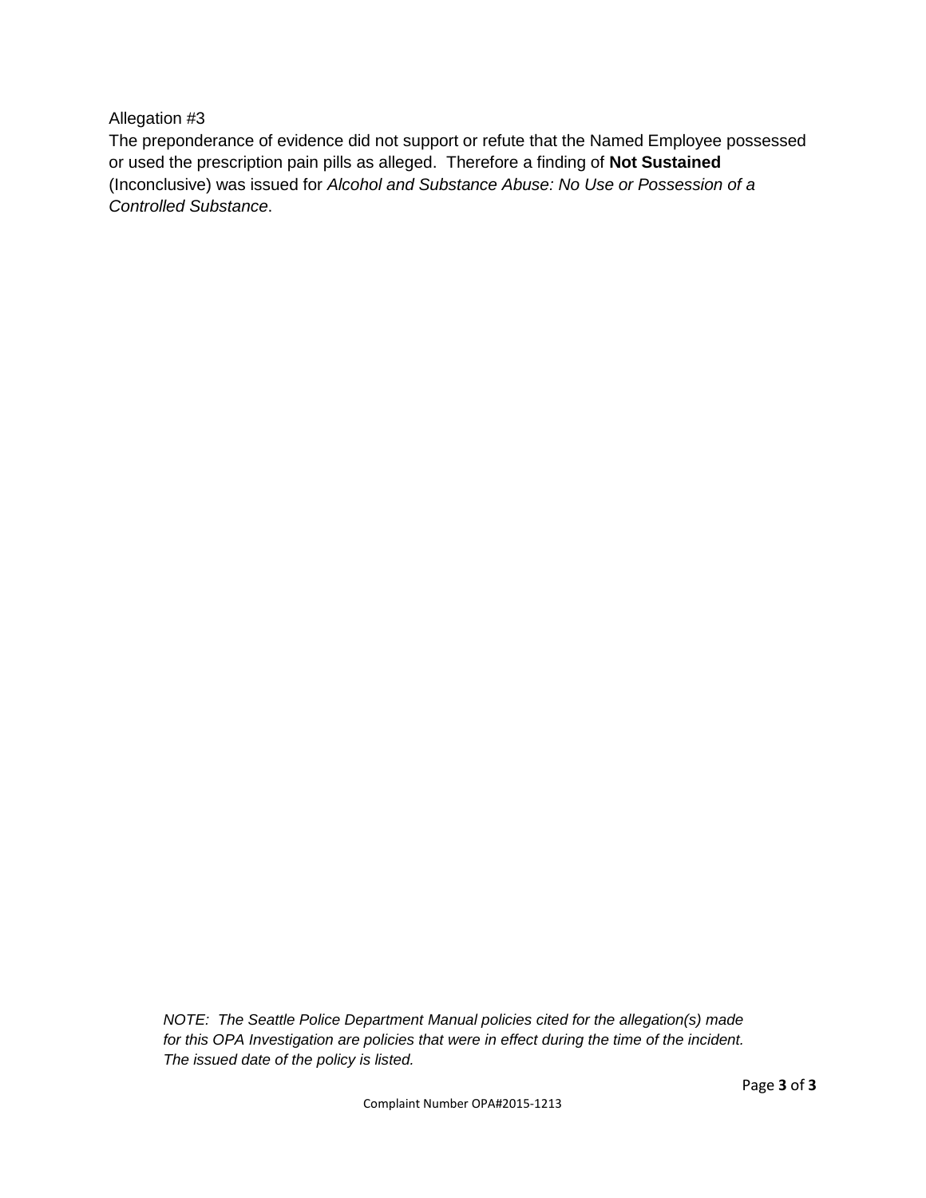Allegation #3

The preponderance of evidence did not support or refute that the Named Employee possessed or used the prescription pain pills as alleged. Therefore a finding of **Not Sustained** (Inconclusive) was issued for *Alcohol and Substance Abuse: No Use or Possession of a Controlled Substance*.

*NOTE: The Seattle Police Department Manual policies cited for the allegation(s) made for this OPA Investigation are policies that were in effect during the time of the incident. The issued date of the policy is listed.*

Complaint Number OPA#2015-1213